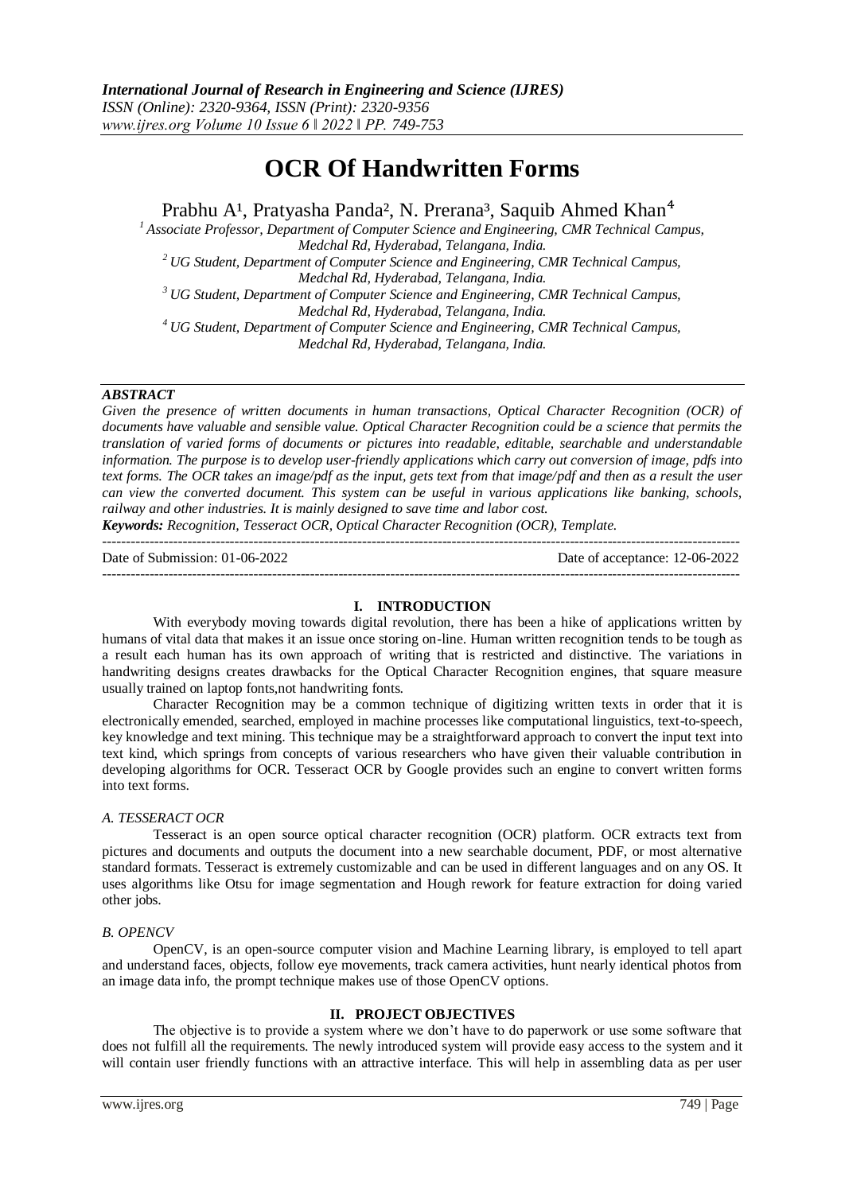# OCR Of Handwritten Forms

Prabhu A[1], Pratyasha Panda[2], N. Prerana[3], Saquib Ahmed Khan[4]

[1] *Associate Professor, Department of Computer Science and Engineering, CMR Technical Campus, Medchal Rd, Hyderabad, Telangana, India.*
[2] *UG Student, Department of Computer Science and Engineering, CMR Technical Campus, Medchal Rd, Hyderabad, Telangana, India.*
[3] *UG Student, Department of Computer Science and Engineering, CMR Technical Campus, Medchal Rd, Hyderabad, Telangana, India.*
[4] *UG Student, Department of Computer Science and Engineering, CMR Technical Campus, Medchal Rd, Hyderabad, Telangana, India.*

***ABSTRACT***

*Given the presence of written documents in human transactions, Optical Character Recognition (OCR) of documents have valuable and sensible value. Optical Character Recognition could be a science that permits the translation of varied forms of documents or pictures into readable, editable, searchable and understandable information. The purpose is to develop user-friendly applications which carry out conversion of image, pdfs into text forms. The OCR takes an image/pdf as the input, gets text from that image/pdf and then as a result the user can view the converted document. This system can be useful in various applications like banking, schools, railway and other industries. It is mainly designed to save time and labor cost.*

***Keywords:*** *Recognition, Tesseract OCR, Optical Character Recognition (OCR), Template.*

---

Date of Submission: 01-06-2022 Date of acceptance: 12-06-2022

---

## I. INTRODUCTION

With everybody moving towards digital revolution, there has been a hike of applications written by humans of vital data that makes it an issue once storing on-line. Human written recognition tends to be tough as a result each human has its own approach of writing that is restricted and distinctive. The variations in handwriting designs creates drawbacks for the Optical Character Recognition engines, that square measure usually trained on laptop fonts,not handwriting fonts.

Character Recognition may be a common technique of digitizing written texts in order that it is electronically emended, searched, employed in machine processes like computational linguistics, text-to-speech, key knowledge and text mining. This technique may be a straightforward approach to convert the input text into text kind, which springs from concepts of various researchers who have given their valuable contribution in developing algorithms for OCR. Tesseract OCR by Google provides such an engine to convert written forms into text forms.

### *A. TESSERACT OCR*

Tesseract is an open source optical character recognition (OCR) platform. OCR extracts text from pictures and documents and outputs the document into a new searchable document, PDF, or most alternative standard formats. Tesseract is extremely customizable and can be used in different languages and on any OS. It uses algorithms like Otsu for image segmentation and Hough rework for feature extraction for doing varied other jobs.

### *B. OPENCV*

OpenCV, is an open-source computer vision and Machine Learning library, is employed to tell apart and understand faces, objects, follow eye movements, track camera activities, hunt nearly identical photos from an image data info, the prompt technique makes use of those OpenCV options.

## II. PROJECT OBJECTIVES

The objective is to provide a system where we don't have to do paperwork or use some software that does not fulfill all the requirements. The newly introduced system will provide easy access to the system and it will contain user friendly functions with an attractive interface. This will help in assembling data as per user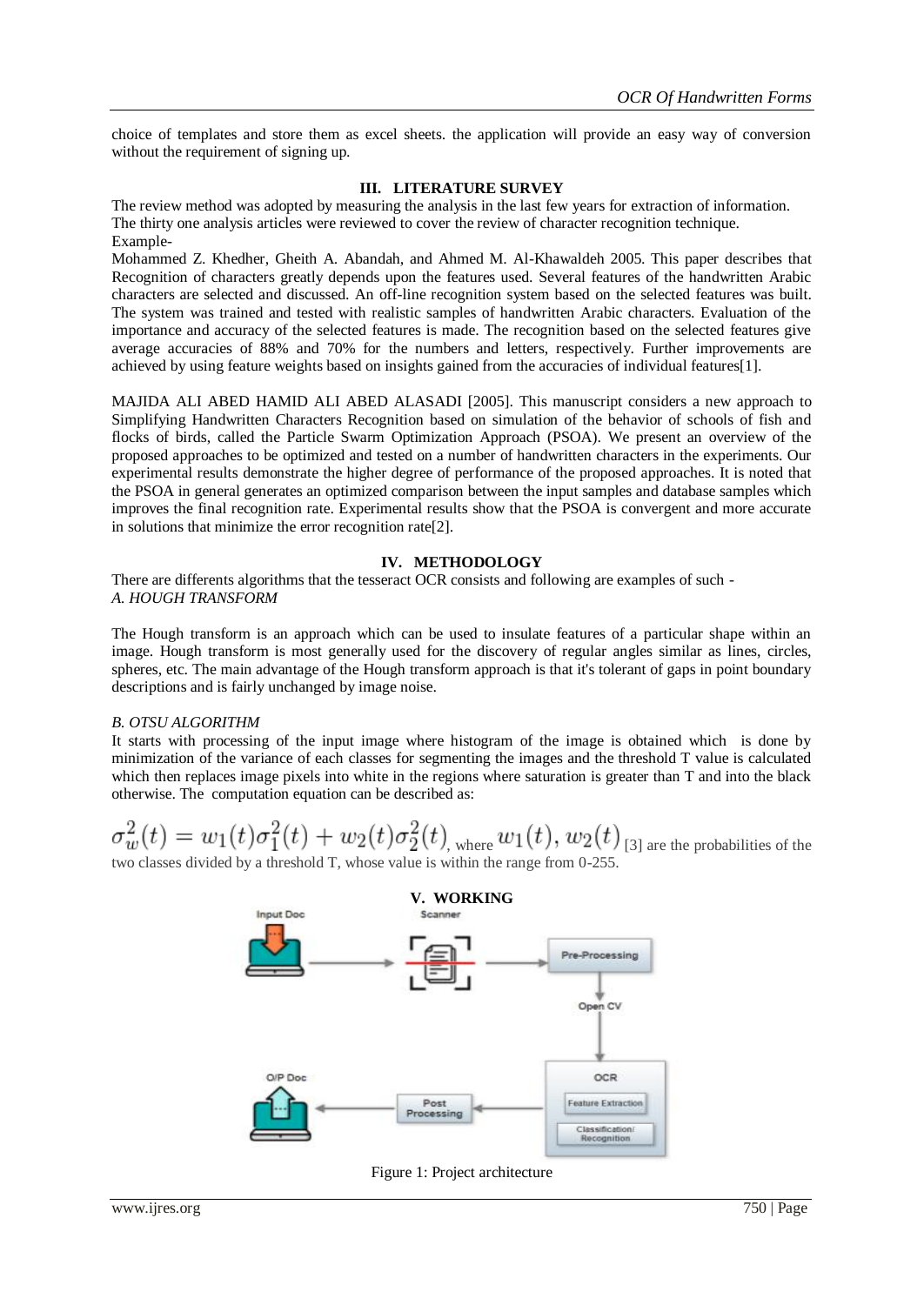choice of templates and store them as excel sheets. the application will provide an easy way of conversion without the requirement of signing up.

## III. LITERATURE SURVEY

The review method was adopted by measuring the analysis in the last few years for extraction of information. The thirty one analysis articles were reviewed to cover the review of character recognition technique.
Example-

Mohammed Z. Khedher, Gheith A. Abandah, and Ahmed M. Al-Khawaldeh 2005. This paper describes that Recognition of characters greatly depends upon the features used. Several features of the handwritten Arabic characters are selected and discussed. An off-line recognition system based on the selected features was built. The system was trained and tested with realistic samples of handwritten Arabic characters. Evaluation of the importance and accuracy of the selected features is made. The recognition based on the selected features give average accuracies of 88% and 70% for the numbers and letters, respectively. Further improvements are achieved by using feature weights based on insights gained from the accuracies of individual features[1].

MAJIDA ALI ABED HAMID ALI ABED ALASADI [2005]. This manuscript considers a new approach to Simplifying Handwritten Characters Recognition based on simulation of the behavior of schools of fish and flocks of birds, called the Particle Swarm Optimization Approach (PSOA). We present an overview of the proposed approaches to be optimized and tested on a number of handwritten characters in the experiments. Our experimental results demonstrate the higher degree of performance of the proposed approaches. It is noted that the PSOA in general generates an optimized comparison between the input samples and database samples which improves the final recognition rate. Experimental results show that the PSOA is convergent and more accurate in solutions that minimize the error recognition rate[2].

## IV. METHODOLOGY

There are differents algorithms that the tesseract OCR consists and following are examples of such -

### *A. HOUGH TRANSFORM*

The Hough transform is an approach which can be used to insulate features of a particular shape within an image. Hough transform is most generally used for the discovery of regular angles similar as lines, circles, spheres, etc. The main advantage of the Hough transform approach is that it's tolerant of gaps in point boundary descriptions and is fairly unchanged by image noise.

### *B. OTSU ALGORITHM*

It starts with processing of the input image where histogram of the image is obtained which is done by minimization of the variance of each classes for segmenting the images and the threshold T value is calculated which then replaces image pixels into white in the regions where saturation is greater than T and into the black otherwise. The computation equation can be described as:

$\sigma_w^2(t) = w_1(t)\sigma_1^2(t) + w_2(t)\sigma_2^2(t)$, where $w_1(t), w_2(t)$ [3] are the probabilities of the two classes divided by a threshold T, whose value is within the range from 0-255.

## V. WORKING

Input Doc → Scanner → Pre-Processing → Open CV → OCR (Feature Extraction, Classification/ Recognition) → Post Processing → O/P Doc

Figure 1: Project architecture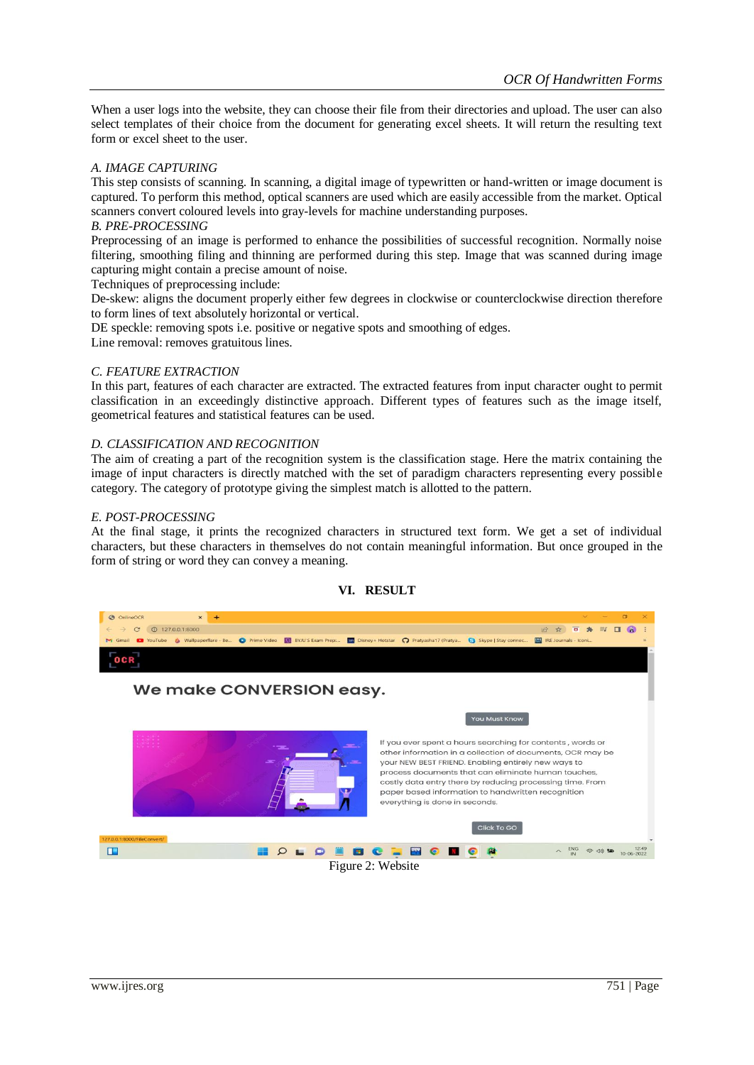When a user logs into the website, they can choose their file from their directories and upload. The user can also select templates of their choice from the document for generating excel sheets. It will return the resulting text form or excel sheet to the user.

### *A. IMAGE CAPTURING*

This step consists of scanning. In scanning, a digital image of typewritten or hand-written or image document is captured. To perform this method, optical scanners are used which are easily accessible from the market. Optical scanners convert coloured levels into gray-levels for machine understanding purposes.

### *B. PRE-PROCESSING*

Preprocessing of an image is performed to enhance the possibilities of successful recognition. Normally noise filtering, smoothing filing and thinning are performed during this step. Image that was scanned during image capturing might contain a precise amount of noise.

Techniques of preprocessing include:

De-skew: aligns the document properly either few degrees in clockwise or counterclockwise direction therefore to form lines of text absolutely horizontal or vertical.

DE speckle: removing spots i.e. positive or negative spots and smoothing of edges.

Line removal: removes gratuitous lines.

### *C. FEATURE EXTRACTION*

In this part, features of each character are extracted. The extracted features from input character ought to permit classification in an exceedingly distinctive approach. Different types of features such as the image itself, geometrical features and statistical features can be used.

### *D. CLASSIFICATION AND RECOGNITION*

The aim of creating a part of the recognition system is the classification stage. Here the matrix containing the image of input characters is directly matched with the set of paradigm characters representing every possible category. The category of prototype giving the simplest match is allotted to the pattern.

### *E. POST-PROCESSING*

At the final stage, it prints the recognized characters in structured text form. We get a set of individual characters, but these characters in themselves do not contain meaningful information. But once grouped in the form of string or word they can convey a meaning.

## VI. RESULT

Figure 2: Website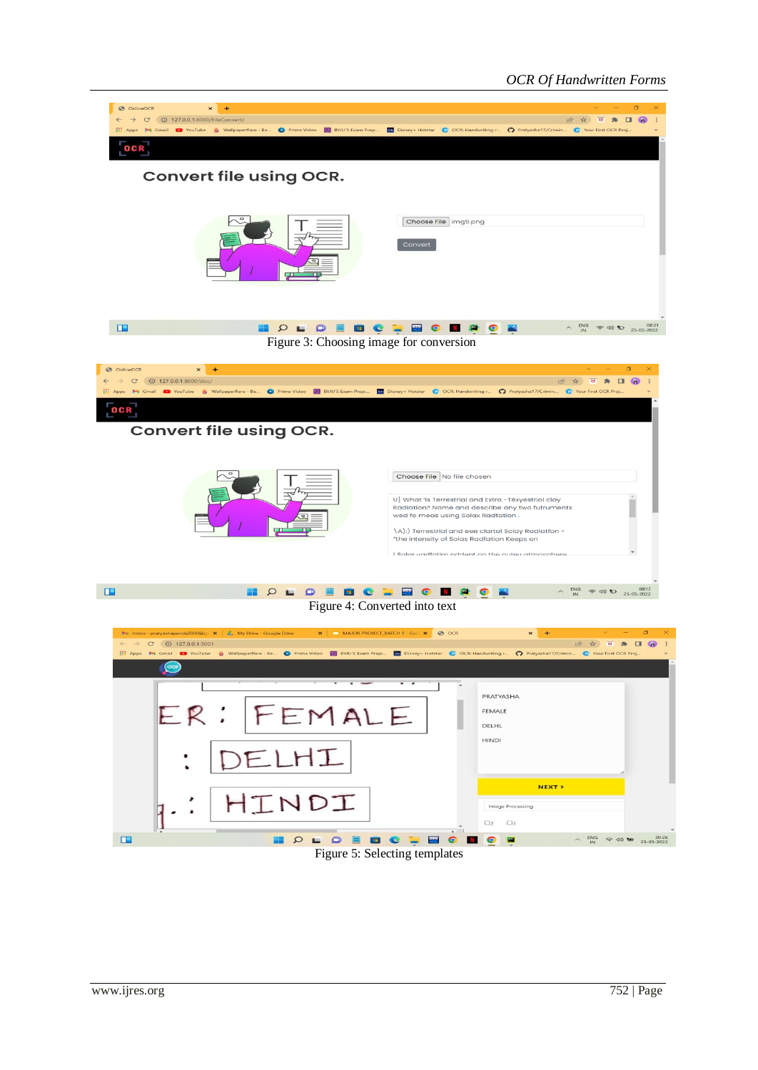Figure 3: Choosing image for conversion

Figure 4: Converted into text

Figure 5: Selecting templates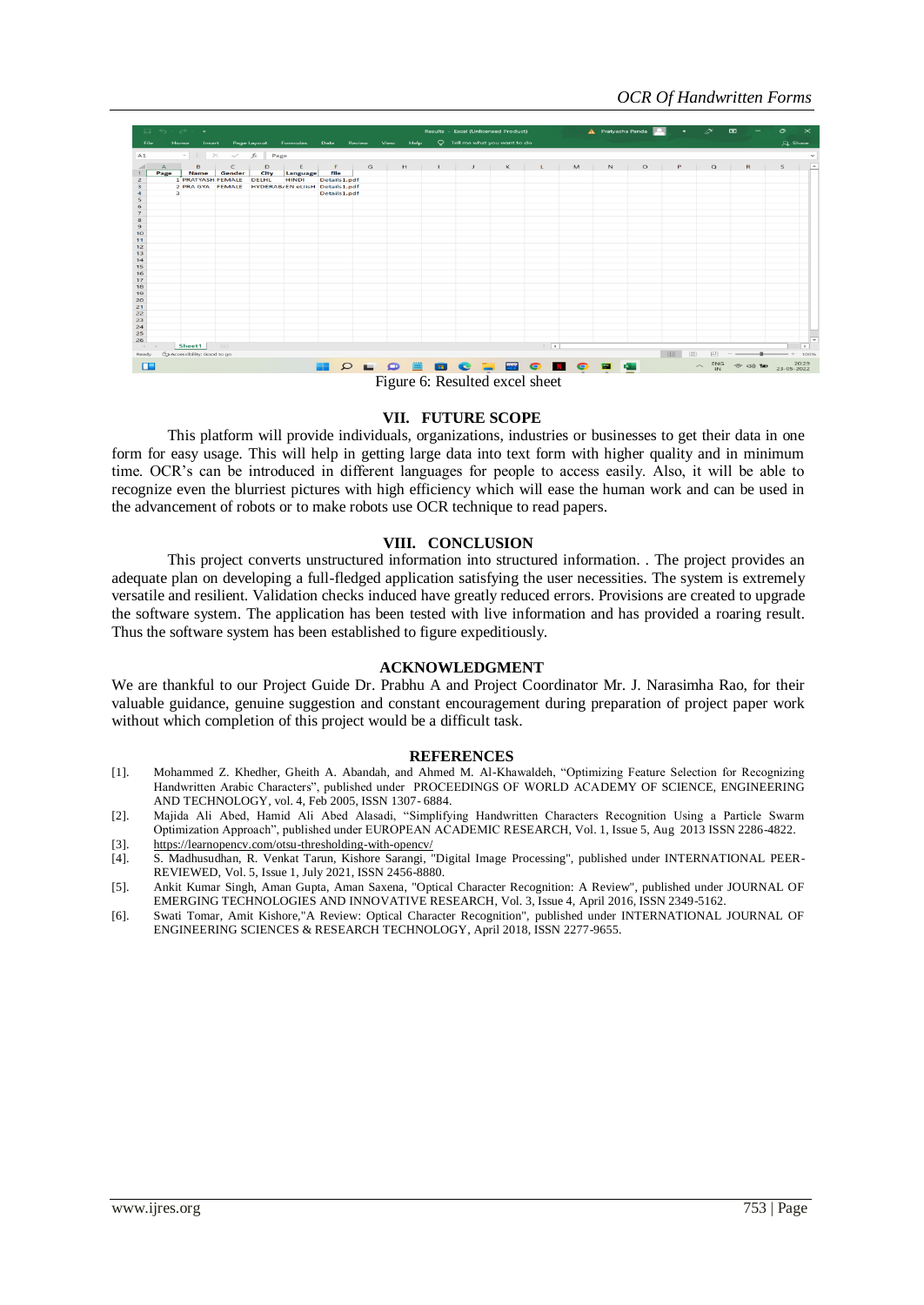Figure 6: Resulted excel sheet

## VII. FUTURE SCOPE

This platform will provide individuals, organizations, industries or businesses to get their data in one form for easy usage. This will help in getting large data into text form with higher quality and in minimum time. OCR's can be introduced in different languages for people to access easily. Also, it will be able to recognize even the blurriest pictures with high efficiency which will ease the human work and can be used in the advancement of robots or to make robots use OCR technique to read papers.

## VIII. CONCLUSION

This project converts unstructured information into structured information. . The project provides an adequate plan on developing a full-fledged application satisfying the user necessities. The system is extremely versatile and resilient. Validation checks induced have greatly reduced errors. Provisions are created to upgrade the software system. The application has been tested with live information and has provided a roaring result. Thus the software system has been established to figure expeditiously.

## ACKNOWLEDGMENT

We are thankful to our Project Guide Dr. Prabhu A and Project Coordinator Mr. J. Narasimha Rao, for their valuable guidance, genuine suggestion and constant encouragement during preparation of project paper work without which completion of this project would be a difficult task.

## REFERENCES

[1]. Mohammed Z. Khedher, Gheith A. Abandah, and Ahmed M. Al-Khawaldeh, "Optimizing Feature Selection for Recognizing Handwritten Arabic Characters", published under PROCEEDINGS OF WORLD ACADEMY OF SCIENCE, ENGINEERING AND TECHNOLOGY, vol. 4, Feb 2005, ISSN 1307- 6884.

[2]. Majida Ali Abed, Hamid Ali Abed Alasadi, "Simplifying Handwritten Characters Recognition Using a Particle Swarm Optimization Approach", published under EUROPEAN ACADEMIC RESEARCH, Vol. 1, Issue 5, Aug 2013 ISSN 2286-4822.

[3]. https://learnopencv.com/otsu-thresholding-with-opencv/

[4]. S. Madhusudhan, R. Venkat Tarun, Kishore Sarangi, "Digital Image Processing", published under INTERNATIONAL PEER-REVIEWED, Vol. 5, Issue 1, July 2021, ISSN 2456-8880.

[5]. Ankit Kumar Singh, Aman Gupta, Aman Saxena, "Optical Character Recognition: A Review", published under JOURNAL OF EMERGING TECHNOLOGIES AND INNOVATIVE RESEARCH, Vol. 3, Issue 4, April 2016, ISSN 2349-5162.

[6]. Swati Tomar, Amit Kishore,"A Review: Optical Character Recognition", published under INTERNATIONAL JOURNAL OF ENGINEERING SCIENCES & RESEARCH TECHNOLOGY, April 2018, ISSN 2277-9655.